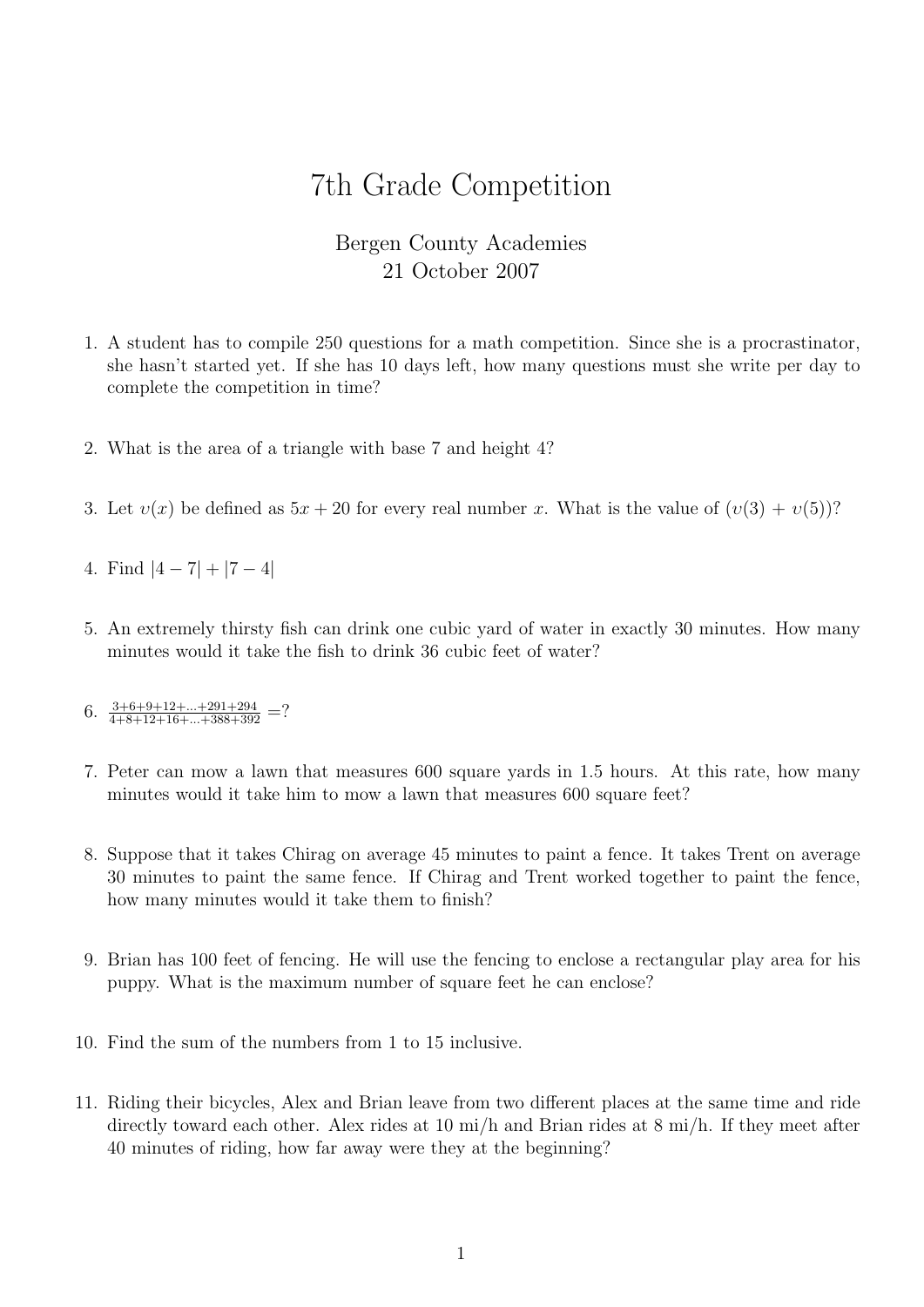# 7th Grade Competition

Bergen County Academies
21 October 2007

1. A student has to compile 250 questions for a math competition. Since she is a procrastinator, she hasn't started yet. If she has 10 days left, how many questions must she write per day to complete the competition in time?

2. What is the area of a triangle with base 7 and height 4?

3. Let $v(x)$ be defined as $5x + 20$ for every real number $x$. What is the value of $(v(3) + v(5))$?

4. Find $|4 - 7| + |7 - 4|$

5. An extremely thirsty fish can drink one cubic yard of water in exactly 30 minutes. How many minutes would it take the fish to drink 36 cubic feet of water?

6. $\frac{3+6+9+12+...+291+294}{4+8+12+16+...+388+392} = ?$

7. Peter can mow a lawn that measures 600 square yards in 1.5 hours. At this rate, how many minutes would it take him to mow a lawn that measures 600 square feet?

8. Suppose that it takes Chirag on average 45 minutes to paint a fence. It takes Trent on average 30 minutes to paint the same fence. If Chirag and Trent worked together to paint the fence, how many minutes would it take them to finish?

9. Brian has 100 feet of fencing. He will use the fencing to enclose a rectangular play area for his puppy. What is the maximum number of square feet he can enclose?

10. Find the sum of the numbers from 1 to 15 inclusive.

11. Riding their bicycles, Alex and Brian leave from two different places at the same time and ride directly toward each other. Alex rides at 10 mi/h and Brian rides at 8 mi/h. If they meet after 40 minutes of riding, how far away were they at the beginning?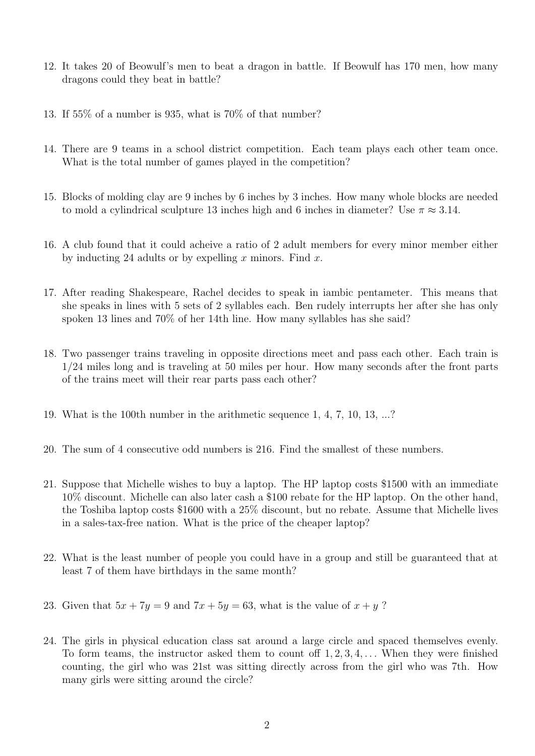12. It takes 20 of Beowulf's men to beat a dragon in battle. If Beowulf has 170 men, how many dragons could they beat in battle?

13. If 55% of a number is 935, what is 70% of that number?

14. There are 9 teams in a school district competition. Each team plays each other team once. What is the total number of games played in the competition?

15. Blocks of molding clay are 9 inches by 6 inches by 3 inches. How many whole blocks are needed to mold a cylindrical sculpture 13 inches high and 6 inches in diameter? Use $\pi \approx 3.14$.

16. A club found that it could acheive a ratio of 2 adult members for every minor member either by inducting 24 adults or by expelling $x$ minors. Find $x$.

17. After reading Shakespeare, Rachel decides to speak in iambic pentameter. This means that she speaks in lines with 5 sets of 2 syllables each. Ben rudely interrupts her after she has only spoken 13 lines and 70% of her 14th line. How many syllables has she said?

18. Two passenger trains traveling in opposite directions meet and pass each other. Each train is $1/24$ miles long and is traveling at 50 miles per hour. How many seconds after the front parts of the trains meet will their rear parts pass each other?

19. What is the 100th number in the arithmetic sequence 1, 4, 7, 10, 13, ...?

20. The sum of 4 consecutive odd numbers is 216. Find the smallest of these numbers.

21. Suppose that Michelle wishes to buy a laptop. The HP laptop costs \$1500 with an immediate 10% discount. Michelle can also later cash a \$100 rebate for the HP laptop. On the other hand, the Toshiba laptop costs \$1600 with a 25% discount, but no rebate. Assume that Michelle lives in a sales-tax-free nation. What is the price of the cheaper laptop?

22. What is the least number of people you could have in a group and still be guaranteed that at least 7 of them have birthdays in the same month?

23. Given that $5x + 7y = 9$ and $7x + 5y = 63$, what is the value of $x + y$ ?

24. The girls in physical education class sat around a large circle and spaced themselves evenly. To form teams, the instructor asked them to count off $1, 2, 3, 4, \ldots$ When they were finished counting, the girl who was 21st was sitting directly across from the girl who was 7th. How many girls were sitting around the circle?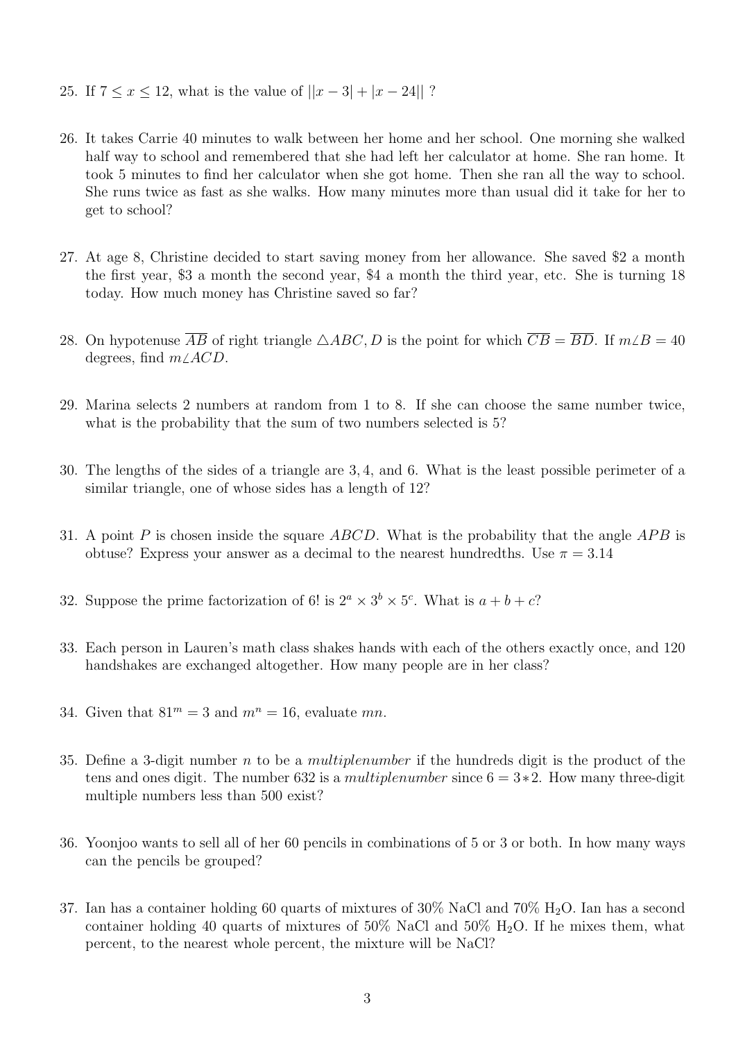25. If $7 \leq x \leq 12$, what is the value of $||x-3|+|x-24||$ ?

26. It takes Carrie 40 minutes to walk between her home and her school. One morning she walked half way to school and remembered that she had left her calculator at home. She ran home. It took 5 minutes to find her calculator when she got home. Then she ran all the way to school. She runs twice as fast as she walks. How many minutes more than usual did it take for her to get to school?

27. At age 8, Christine decided to start saving money from her allowance. She saved \$2 a month the first year, \$3 a month the second year, \$4 a month the third year, etc. She is turning 18 today. How much money has Christine saved so far?

28. On hypotenuse $\overline{AB}$ of right triangle $\triangle ABC, D$ is the point for which $\overline{CB} = \overline{BD}$. If $m\angle B = 40$ degrees, find $m\angle ACD$.

29. Marina selects 2 numbers at random from 1 to 8. If she can choose the same number twice, what is the probability that the sum of two numbers selected is 5?

30. The lengths of the sides of a triangle are $3, 4$, and $6$. What is the least possible perimeter of a similar triangle, one of whose sides has a length of 12?

31. A point $P$ is chosen inside the square $ABCD$. What is the probability that the angle $APB$ is obtuse? Express your answer as a decimal to the nearest hundredths. Use $\pi = 3.14$

32. Suppose the prime factorization of $6!$ is $2^a \times 3^b \times 5^c$. What is $a+b+c$?

33. Each person in Lauren's math class shakes hands with each of the others exactly once, and 120 handshakes are exchanged altogether. How many people are in her class?

34. Given that $81^m = 3$ and $m^n = 16$, evaluate $mn$.

35. Define a 3-digit number $n$ to be a *multiplenumber* if the hundreds digit is the product of the tens and ones digit. The number 632 is a *multiplenumber* since $6 = 3 * 2$. How many three-digit multiple numbers less than 500 exist?

36. Yoonjoo wants to sell all of her 60 pencils in combinations of 5 or 3 or both. In how many ways can the pencils be grouped?

37. Ian has a container holding 60 quarts of mixtures of 30% NaCl and 70% $H_2O$. Ian has a second container holding 40 quarts of mixtures of 50% NaCl and 50% $H_2O$. If he mixes them, what percent, to the nearest whole percent, the mixture will be NaCl?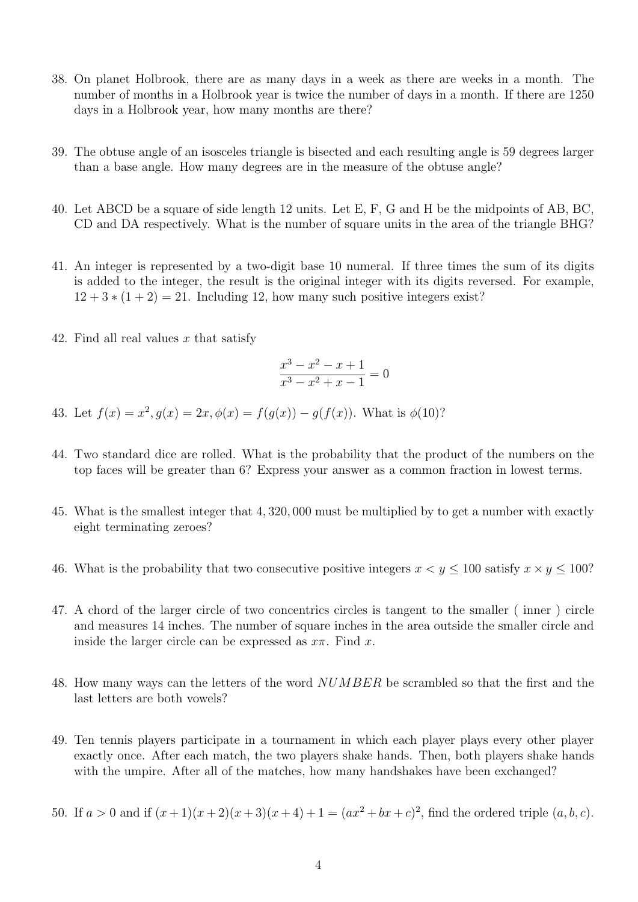38. On planet Holbrook, there are as many days in a week as there are weeks in a month. The number of months in a Holbrook year is twice the number of days in a month. If there are 1250 days in a Holbrook year, how many months are there?

39. The obtuse angle of an isosceles triangle is bisected and each resulting angle is 59 degrees larger than a base angle. How many degrees are in the measure of the obtuse angle?

40. Let ABCD be a square of side length 12 units. Let E, F, G and H be the midpoints of AB, BC, CD and DA respectively. What is the number of square units in the area of the triangle BHG?

41. An integer is represented by a two-digit base 10 numeral. If three times the sum of its digits is added to the integer, the result is the original integer with its digits reversed. For example, $12 + 3 * (1 + 2) = 21$. Including 12, how many such positive integers exist?

42. Find all real values $x$ that satisfy

$$\frac{x^3 - x^2 - x + 1}{x^3 - x^2 + x - 1} = 0$$

43. Let $f(x) = x^2, g(x) = 2x, \phi(x) = f(g(x)) - g(f(x))$. What is $\phi(10)$?

44. Two standard dice are rolled. What is the probability that the product of the numbers on the top faces will be greater than 6? Express your answer as a common fraction in lowest terms.

45. What is the smallest integer that 4,320,000 must be multiplied by to get a number with exactly eight terminating zeroes?

46. What is the probability that two consecutive positive integers $x < y \leq 100$ satisfy $x \times y \leq 100$?

47. A chord of the larger circle of two concentrics circles is tangent to the smaller ( inner ) circle and measures 14 inches. The number of square inches in the area outside the smaller circle and inside the larger circle can be expressed as $x\pi$. Find $x$.

48. How many ways can the letters of the word $NUMBER$ be scrambled so that the first and the last letters are both vowels?

49. Ten tennis players participate in a tournament in which each player plays every other player exactly once. After each match, the two players shake hands. Then, both players shake hands with the umpire. After all of the matches, how many handshakes have been exchanged?

50. If $a > 0$ and if $(x+1)(x+2)(x+3)(x+4)+1 = (ax^2+bx+c)^2$, find the ordered triple $(a, b, c)$.